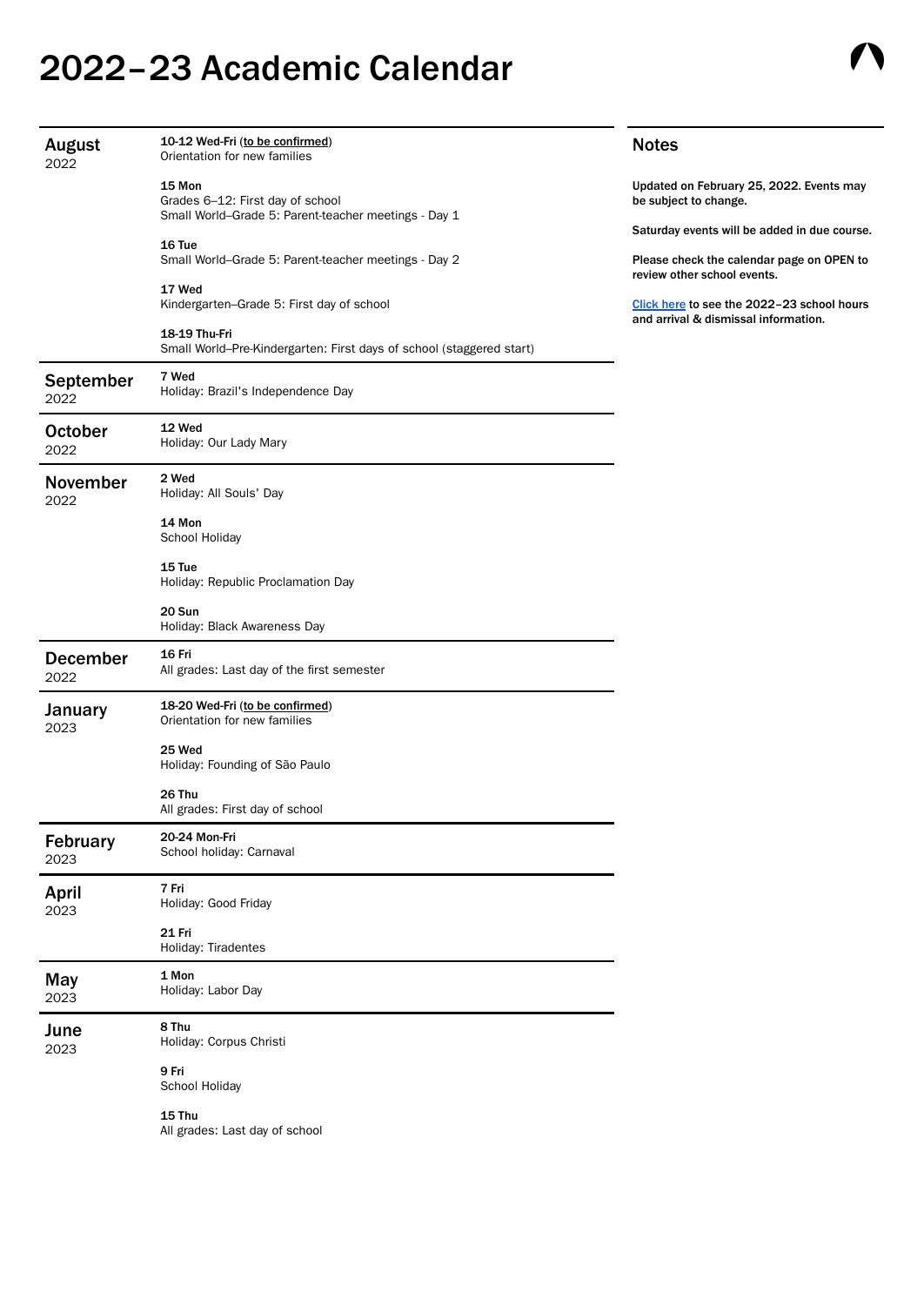# 2022–23 Academic Calendar

## August 2022

**10-12 Wed-Fri** (to be confirmed)
Orientation for new families

**15 Mon**
Grades 6–12: First day of school
Small World–Grade 5: Parent-teacher meetings - Day 1

**16 Tue**
Small World–Grade 5: Parent-teacher meetings - Day 2

**17 Wed**
Kindergarten–Grade 5: First day of school

**18-19 Thu-Fri**
Small World–Pre-Kindergarten: First days of school (staggered start)

## September 2022

**7 Wed**
Holiday: Brazil's Independence Day

## October 2022

**12 Wed**
Holiday: Our Lady Mary

## November 2022

**2 Wed**
Holiday: All Souls' Day

**14 Mon**
School Holiday

**15 Tue**
Holiday: Republic Proclamation Day

**20 Sun**
Holiday: Black Awareness Day

## December 2022

**16 Fri**
All grades: Last day of the first semester

## January 2023

**18-20 Wed-Fri** (to be confirmed)
Orientation for new families

**25 Wed**
Holiday: Founding of São Paulo

**26 Thu**
All grades: First day of school

## February 2023

**20-24 Mon-Fri**
School holiday: Carnaval

## April 2023

**7 Fri**
Holiday: Good Friday

**21 Fri**
Holiday: Tiradentes

## May 2023

**1 Mon**
Holiday: Labor Day

## June 2023

**8 Thu**
Holiday: Corpus Christi

**9 Fri**
School Holiday

**15 Thu**
All grades: Last day of school

## Notes

**Updated on February 25, 2022. Events may be subject to change.**

**Saturday events will be added in due course.**

**Please check the calendar page on OPEN to review other school events.**

**Click here to see the 2022–23 school hours and arrival & dismissal information.**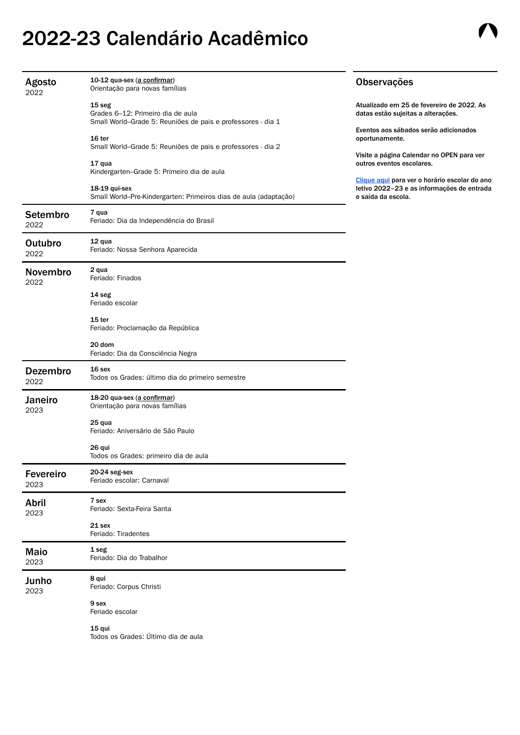# 2022-23 Calendário Acadêmico

## Agosto 2022

**10-12 qua-sex** (a confirmar)
Orientação para novas famílias

**15 seg**
Grades 6–12: Primeiro dia de aula
Small World–Grade 5: Reuniões de pais e professores - dia 1

**16 ter**
Small World–Grade 5: Reuniões de pais e professores - dia 2

**17 qua**
Kindergarten–Grade 5: Primeiro dia de aula

**18-19 qui-sex**
Small World–Pre-Kindergarten: Primeiros dias de aula (adaptação)

## Setembro 2022

**7 qua**
Feriado: Dia da Independência do Brasil

## Outubro 2022

**12 qua**
Feriado: Nossa Senhora Aparecida

## Novembro 2022

**2 qua**
Feriado: Finados

**14 seg**
Feriado escolar

**15 ter**
Feriado: Proclamação da República

**20 dom**
Feriado: Dia da Consciência Negra

## Dezembro 2022

**16 sex**
Todos os Grades: último dia do primeiro semestre

## Janeiro 2023

**18-20 qua-sex** (a confirmar)
Orientação para novas famílias

**25 qua**
Feriado: Aniversário de São Paulo

**26 qui**
Todos os Grades: primeiro dia de aula

## Fevereiro 2023

**20-24 seg-sex**
Feriado escolar: Carnaval

## Abril 2023

**7 sex**
Feriado: Sexta-Feira Santa

**21 sex**
Feriado: Tiradentes

## Maio 2023

**1 seg**
Feriado: Dia do Trabalhor

## Junho 2023

**8 qui**
Feriado: Corpus Christi

**9 sex**
Feriado escolar

**15 qui**
Todos os Grades: Último dia de aula

## Observações

**Atualizado em 25 de fevereiro de 2022. As datas estão sujeitas a alterações.**

**Eventos aos sábados serão adicionados oportunamente.**

**Visite a página Calendar no OPEN para ver outros eventos escolares.**

**Clique aqui para ver o horário escolar do ano letivo 2022–23 e as informações de entrada e saída da escola.**